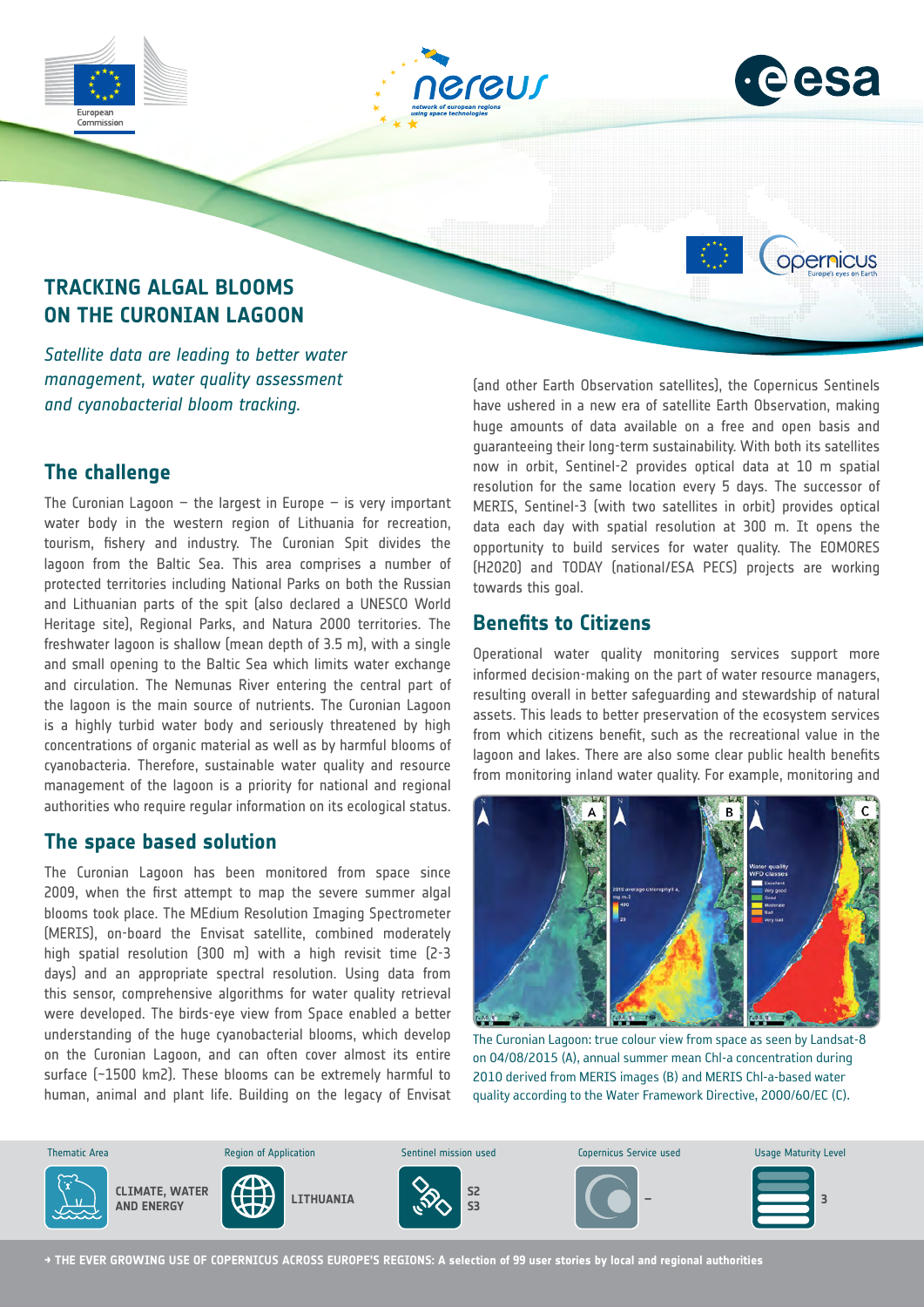# TRACKING ALGAL BLOOMS ON THE CURONIAN LAGOON

*Satellite data are leading to better water management, water quality assessment and cyanobacterial bloom tracking.*

## The challenge

The Curonian Lagoon – the largest in Europe – is very important water body in the western region of Lithuania for recreation, tourism, fishery and industry. The Curonian Spit divides the lagoon from the Baltic Sea. This area comprises a number of protected territories including National Parks on both the Russian and Lithuanian parts of the spit (also declared a UNESCO World Heritage site), Regional Parks, and Natura 2000 territories. The freshwater lagoon is shallow (mean depth of 3.5 m), with a single and small opening to the Baltic Sea which limits water exchange and circulation. The Nemunas River entering the central part of the lagoon is the main source of nutrients. The Curonian Lagoon is a highly turbid water body and seriously threatened by high concentrations of organic material as well as by harmful blooms of cyanobacteria. Therefore, sustainable water quality and resource management of the lagoon is a priority for national and regional authorities who require regular information on its ecological status.

## The space based solution

The Curonian Lagoon has been monitored from space since 2009, when the first attempt to map the severe summer algal blooms took place. The MEdium Resolution Imaging Spectrometer (MERIS), on-board the Envisat satellite, combined moderately high spatial resolution (300 m) with a high revisit time (2-3 days) and an appropriate spectral resolution. Using data from this sensor, comprehensive algorithms for water quality retrieval were developed. The birds-eye view from Space enabled a better understanding of the huge cyanobacterial blooms, which develop on the Curonian Lagoon, and can often cover almost its entire surface (~1500 km2). These blooms can be extremely harmful to human, animal and plant life. Building on the legacy of Envisat (and other Earth Observation satellites), the Copernicus Sentinels have ushered in a new era of satellite Earth Observation, making huge amounts of data available on a free and open basis and guaranteeing their long-term sustainability. With both its satellites now in orbit, Sentinel-2 provides optical data at 10 m spatial resolution for the same location every 5 days. The successor of MERIS, Sentinel-3 (with two satellites in orbit) provides optical data each day with spatial resolution at 300 m. It opens the opportunity to build services for water quality. The EOMORES (H2020) and TODAY (national/ESA PECS) projects are working towards this goal.

## Benefits to Citizens

Operational water quality monitoring services support more informed decision-making on the part of water resource managers, resulting overall in better safeguarding and stewardship of natural assets. This leads to better preservation of the ecosystem services from which citizens benefit, such as the recreational value in the lagoon and lakes. There are also some clear public health benefits from monitoring inland water quality. For example, monitoring and

The Curonian Lagoon: true colour view from space as seen by Landsat-8 on 04/08/2015 (A), annual summer mean Chl-a concentration during 2010 derived from MERIS images (B) and MERIS Chl-a-based water quality according to the Water Framework Directive, 2000/60/EC (C).

| Thematic Area | Region of Application | Sentinel mission used | Copernicus Service used | Usage Maturity Level |
|---|---|---|---|---|
| CLIMATE, WATER AND ENERGY | LITHUANIA | S2 S3 | – | 3 |

→ THE EVER GROWING USE OF COPERNICUS ACROSS EUROPE'S REGIONS: A selection of 99 user stories by local and regional authorities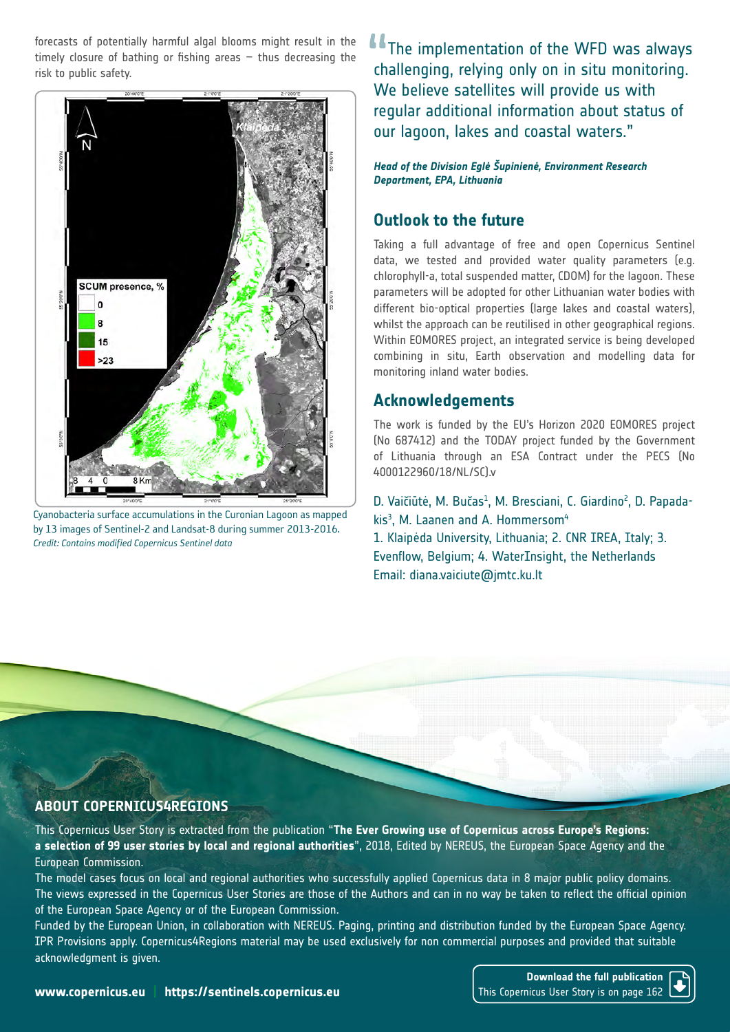forecasts of potentially harmful algal blooms might result in the timely closure of bathing or fishing areas – thus decreasing the risk to public safety.

SCUM presence, %

0

8

15

>23

Klaipėda

8 4 0 8 Km

Cyanobacteria surface accumulations in the Curonian Lagoon as mapped by 13 images of Sentinel-2 and Landsat-8 during summer 2013-2016.
*Credit: Contains modified Copernicus Sentinel data*

"The implementation of the WFD was always challenging, relying only on in situ monitoring. We believe satellites will provide us with regular additional information about status of our lagoon, lakes and coastal waters."

***Head of the Division Eglė Šupinienė, Environment Research Department, EPA, Lithuania***

## Outlook to the future

Taking a full advantage of free and open Copernicus Sentinel data, we tested and provided water quality parameters (e.g. chlorophyll-a, total suspended matter, CDOM) for the lagoon. These parameters will be adopted for other Lithuanian water bodies with different bio-optical properties (large lakes and coastal waters), whilst the approach can be reutilised in other geographical regions. Within EOMORES project, an integrated service is being developed combining in situ, Earth observation and modelling data for monitoring inland water bodies.

## Acknowledgements

The work is funded by the EU's Horizon 2020 EOMORES project (No 687412) and the TODAY project funded by the Government of Lithuania through an ESA Contract under the PECS (No 4000122960/18/NL/SC).v

D. Vaičiūtė, M. Bučas[1], M. Bresciani, C. Giardino[2], D. Papadakis[3], M. Laanen and A. Hommersom[4]
1. Klaipėda University, Lithuania; 2. CNR IREA, Italy; 3. Evenflow, Belgium; 4. WaterInsight, the Netherlands
Email: diana.vaiciute@jmtc.ku.lt

## ABOUT COPERNICUS4REGIONS

This Copernicus User Story is extracted from the publication "**The Ever Growing use of Copernicus across Europe's Regions: a selection of 99 user stories by local and regional authorities**", 2018, Edited by NEREUS, the European Space Agency and the European Commission.
The model cases focus on local and regional authorities who successfully applied Copernicus data in 8 major public policy domains. The views expressed in the Copernicus User Stories are those of the Authors and can in no way be taken to reflect the official opinion of the European Space Agency or of the European Commission.
Funded by the European Union, in collaboration with NEREUS. Paging, printing and distribution funded by the European Space Agency. IPR Provisions apply. Copernicus4Regions material may be used exclusively for non commercial purposes and provided that suitable acknowledgment is given.

**www.copernicus.eu** | **https://sentinels.copernicus.eu**

**Download the full publication**
This Copernicus User Story is on page 162